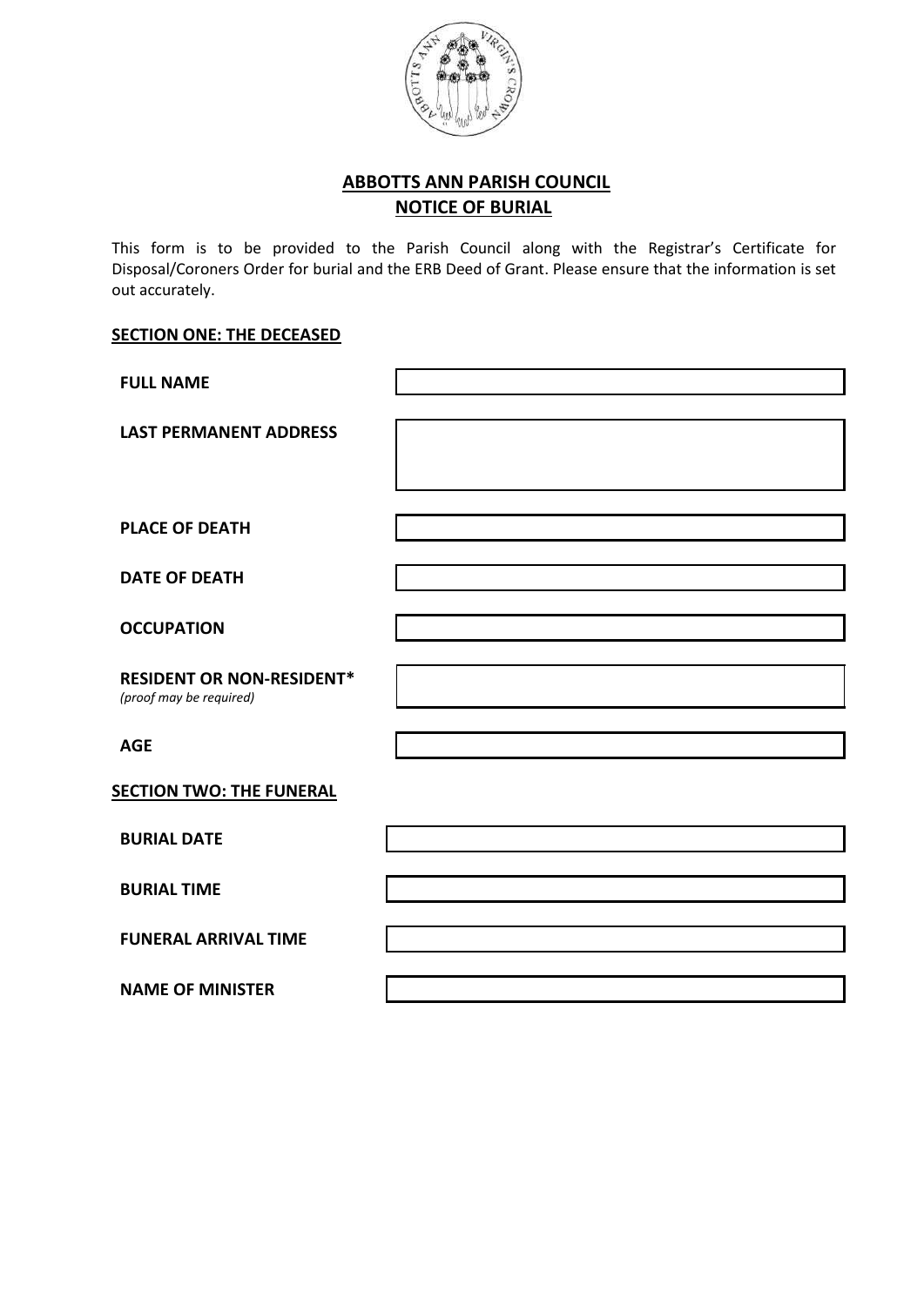# ABBOTTS ANN PARISH COUNCIL

## NOTICE OF BURIAL

This form is to be provided to the Parish Council along with the Registrar's Certificate for Disposal/Coroners Order for burial and the ERB Deed of Grant. Please ensure that the information is set out accurately.

### SECTION ONE: THE DECEASED

| | |
|---|---|
| **FULL NAME** | |
| **LAST PERMANENT ADDRESS** | |
| **PLACE OF DEATH** | |
| **DATE OF DEATH** | |
| **OCCUPATION** | |
| **RESIDENT OR NON-RESIDENT*** *(proof may be required)* | |
| **AGE** | |

### SECTION TWO: THE FUNERAL

| | |
|---|---|
| **BURIAL DATE** | |
| **BURIAL TIME** | |
| **FUNERAL ARRIVAL TIME** | |
| **NAME OF MINISTER** | |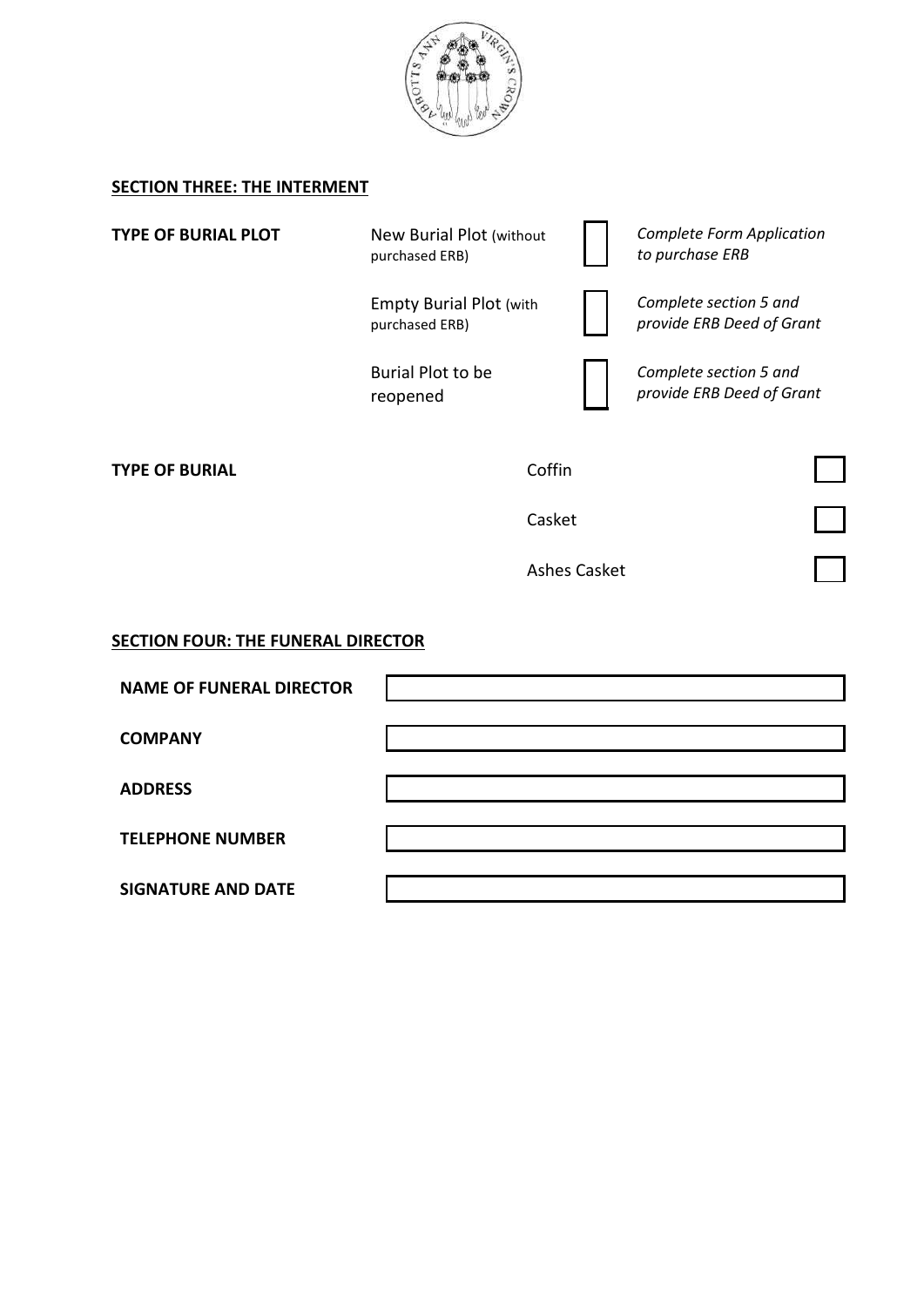## SECTION THREE: THE INTERMENT

| TYPE OF BURIAL PLOT | | | |
|---|---|---|---|
| | New Burial Plot (without purchased ERB) | ☐ | *Complete Form Application to purchase ERB* |
| | Empty Burial Plot (with purchased ERB) | ☐ | *Complete section 5 and provide ERB Deed of Grant* |
| | Burial Plot to be reopened | ☐ | *Complete section 5 and provide ERB Deed of Grant* |

| TYPE OF BURIAL | | |
|---|---|---|
| | Coffin | ☐ |
| | Casket | ☐ |
| | Ashes Casket | ☐ |

## SECTION FOUR: THE FUNERAL DIRECTOR

| | |
|---|---|
| **NAME OF FUNERAL DIRECTOR** | |
| **COMPANY** | |
| **ADDRESS** | |
| **TELEPHONE NUMBER** | |
| **SIGNATURE AND DATE** | |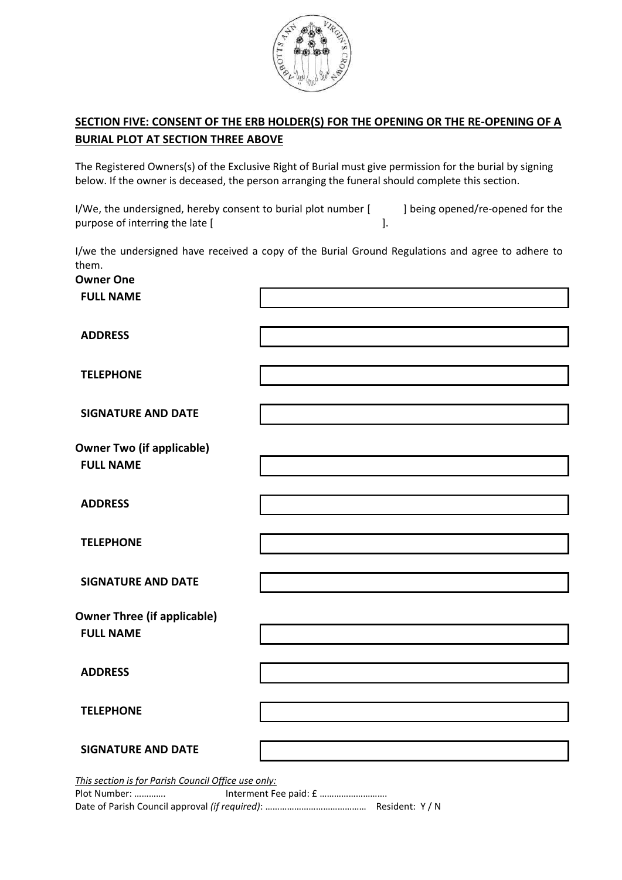## SECTION FIVE: CONSENT OF THE ERB HOLDER(S) FOR THE OPENING OR THE RE-OPENING OF A BURIAL PLOT AT SECTION THREE ABOVE

The Registered Owners(s) of the Exclusive Right of Burial must give permission for the burial by signing below. If the owner is deceased, the person arranging the funeral should complete this section.

I/We, the undersigned, hereby consent to burial plot number [ ] being opened/re-opened for the purpose of interring the late [ ].

I/we the undersigned have received a copy of the Burial Ground Regulations and agree to adhere to them.

**Owner One**

| | |
|---|---|
| **FULL NAME** | |
| **ADDRESS** | |
| **TELEPHONE** | |
| **SIGNATURE AND DATE** | |

**Owner Two (if applicable)**

| | |
|---|---|
| **FULL NAME** | |
| **ADDRESS** | |
| **TELEPHONE** | |
| **SIGNATURE AND DATE** | |

**Owner Three (if applicable)**

| | |
|---|---|
| **FULL NAME** | |
| **ADDRESS** | |
| **TELEPHONE** | |
| **SIGNATURE AND DATE** | |

*This section is for Parish Council Office use only:*

Plot Number: …………  Interment Fee paid: £ ………………………

Date of Parish Council approval *(if required)*: …………………………………  Resident: Y / N